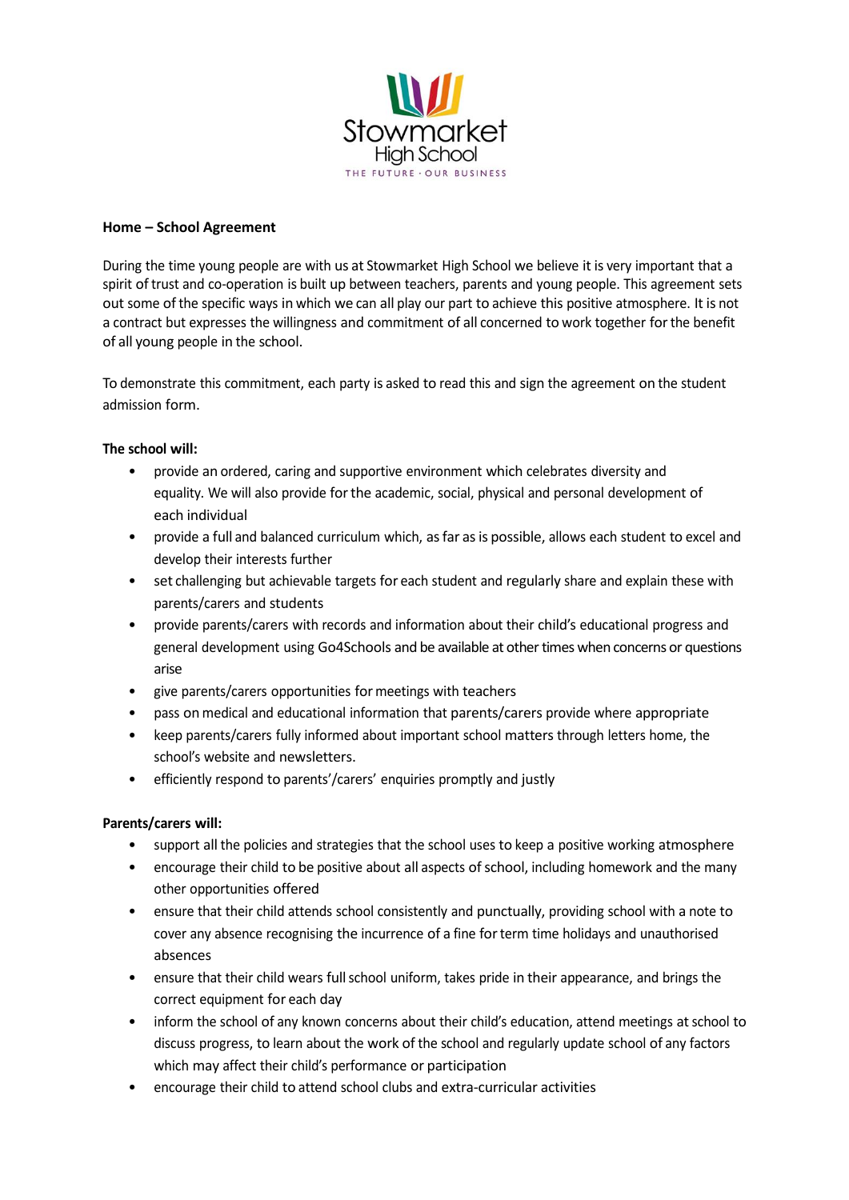Stowmarket
High School
THE FUTURE · OUR BUSINESS

**Home – School Agreement**

During the time young people are with us at Stowmarket High School we believe it is very important that a spirit of trust and co-operation is built up between teachers, parents and young people. This agreement sets out some of the specific ways in which we can all play our part to achieve this positive atmosphere. It is not a contract but expresses the willingness and commitment of all concerned to work together for the benefit of all young people in the school.

To demonstrate this commitment, each party is asked to read this and sign the agreement on the student admission form.

**The school will:**

- provide an ordered, caring and supportive environment which celebrates diversity and equality. We will also provide for the academic, social, physical and personal development of each individual
- provide a full and balanced curriculum which, as far as is possible, allows each student to excel and develop their interests further
- set challenging but achievable targets for each student and regularly share and explain these with parents/carers and students
- provide parents/carers with records and information about their child's educational progress and general development using Go4Schools and be available at other times when concerns or questions arise
- give parents/carers opportunities for meetings with teachers
- pass on medical and educational information that parents/carers provide where appropriate
- keep parents/carers fully informed about important school matters through letters home, the school's website and newsletters.
- efficiently respond to parents'/carers' enquiries promptly and justly

**Parents/carers will:**

- support all the policies and strategies that the school uses to keep a positive working atmosphere
- encourage their child to be positive about all aspects of school, including homework and the many other opportunities offered
- ensure that their child attends school consistently and punctually, providing school with a note to cover any absence recognising the incurrence of a fine for term time holidays and unauthorised absences
- ensure that their child wears full school uniform, takes pride in their appearance, and brings the correct equipment for each day
- inform the school of any known concerns about their child's education, attend meetings at school to discuss progress, to learn about the work of the school and regularly update school of any factors which may affect their child's performance or participation
- encourage their child to attend school clubs and extra-curricular activities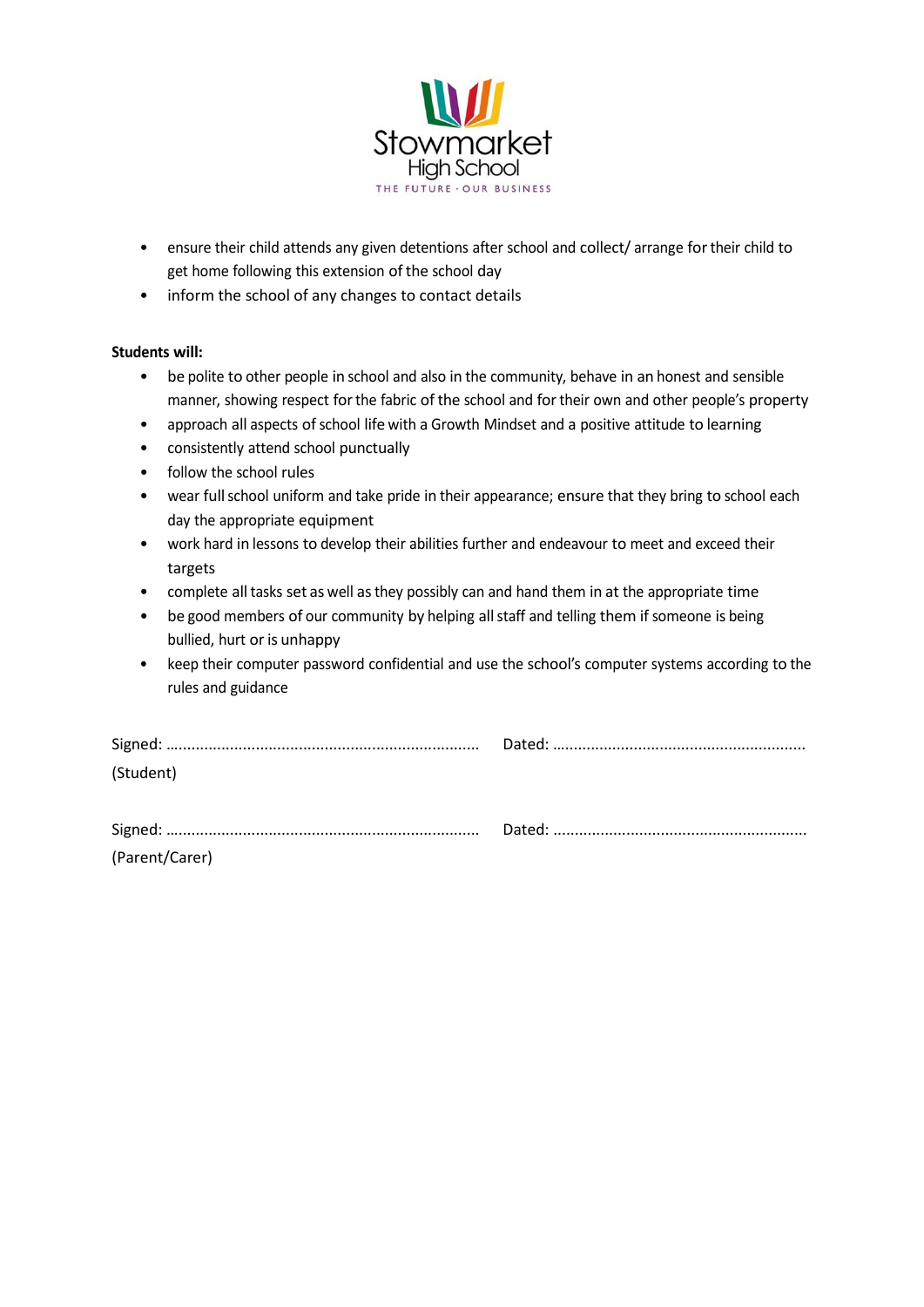- ensure their child attends any given detentions after school and collect/ arrange for their child to get home following this extension of the school day
- inform the school of any changes to contact details

**Students will:**

- be polite to other people in school and also in the community, behave in an honest and sensible manner, showing respect for the fabric of the school and for their own and other people's property
- approach all aspects of school life with a Growth Mindset and a positive attitude to learning
- consistently attend school punctually
- follow the school rules
- wear full school uniform and take pride in their appearance; ensure that they bring to school each day the appropriate equipment
- work hard in lessons to develop their abilities further and endeavour to meet and exceed their targets
- complete all tasks set as well as they possibly can and hand them in at the appropriate time
- be good members of our community by helping all staff and telling them if someone is being bullied, hurt or is unhappy
- keep their computer password confidential and use the school's computer systems according to the rules and guidance

Signed: ........................................................................ Dated: ..........................................................
(Student)

Signed: ........................................................................ Dated: ..........................................................
(Parent/Carer)